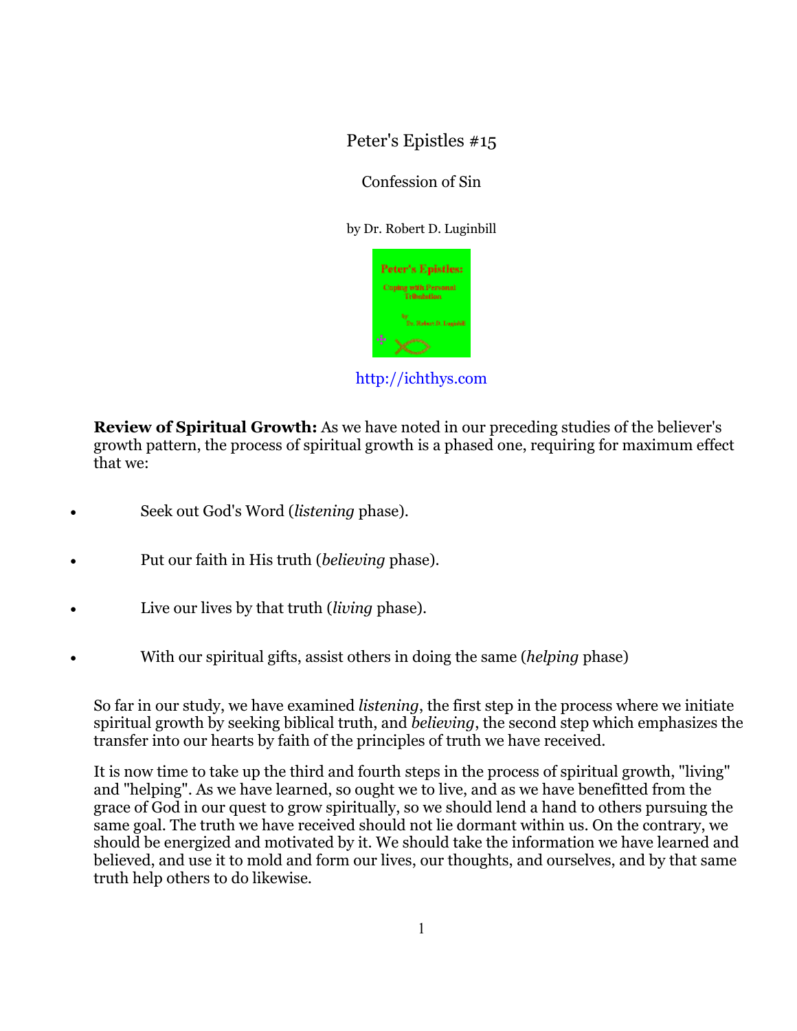# Peter's Epistles #15

## Confession of Sin

by Dr. Robert D. Luginbill

http://ichthys.com

**Review of Spiritual Growth:** As we have noted in our preceding studies of the believer's growth pattern, the process of spiritual growth is a phased one, requiring for maximum effect that we:

- Seek out God's Word (*listening* phase).
- Put our faith in His truth (*believing* phase).
- Live our lives by that truth (*living* phase).
- With our spiritual gifts, assist others in doing the same (*helping* phase)

So far in our study, we have examined *listening*, the first step in the process where we initiate spiritual growth by seeking biblical truth, and *believing*, the second step which emphasizes the transfer into our hearts by faith of the principles of truth we have received.

It is now time to take up the third and fourth steps in the process of spiritual growth, "living" and "helping". As we have learned, so ought we to live, and as we have benefitted from the grace of God in our quest to grow spiritually, so we should lend a hand to others pursuing the same goal. The truth we have received should not lie dormant within us. On the contrary, we should be energized and motivated by it. We should take the information we have learned and believed, and use it to mold and form our lives, our thoughts, and ourselves, and by that same truth help others to do likewise.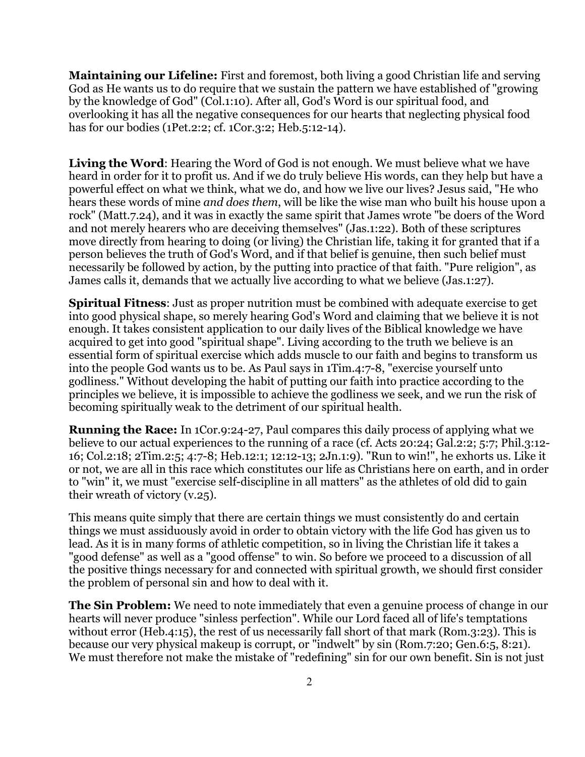**Maintaining our Lifeline:** First and foremost, both living a good Christian life and serving God as He wants us to do require that we sustain the pattern we have established of "growing by the knowledge of God" (Col.1:10). After all, God's Word is our spiritual food, and overlooking it has all the negative consequences for our hearts that neglecting physical food has for our bodies (1Pet.2:2; cf. 1Cor.3:2; Heb.5:12-14).

**Living the Word**: Hearing the Word of God is not enough. We must believe what we have heard in order for it to profit us. And if we do truly believe His words, can they help but have a powerful effect on what we think, what we do, and how we live our lives? Jesus said, "He who hears these words of mine *and does them*, will be like the wise man who built his house upon a rock" (Matt.7.24), and it was in exactly the same spirit that James wrote "be doers of the Word and not merely hearers who are deceiving themselves" (Jas.1:22). Both of these scriptures move directly from hearing to doing (or living) the Christian life, taking it for granted that if a person believes the truth of God's Word, and if that belief is genuine, then such belief must necessarily be followed by action, by the putting into practice of that faith. "Pure religion", as James calls it, demands that we actually live according to what we believe (Jas.1:27).

**Spiritual Fitness**: Just as proper nutrition must be combined with adequate exercise to get into good physical shape, so merely hearing God's Word and claiming that we believe it is not enough. It takes consistent application to our daily lives of the Biblical knowledge we have acquired to get into good "spiritual shape". Living according to the truth we believe is an essential form of spiritual exercise which adds muscle to our faith and begins to transform us into the people God wants us to be. As Paul says in 1Tim.4:7-8, "exercise yourself unto godliness." Without developing the habit of putting our faith into practice according to the principles we believe, it is impossible to achieve the godliness we seek, and we run the risk of becoming spiritually weak to the detriment of our spiritual health.

**Running the Race:** In 1Cor.9:24-27, Paul compares this daily process of applying what we believe to our actual experiences to the running of a race (cf. Acts 20:24; Gal.2:2; 5:7; Phil.3:12-16; Col.2:18; 2Tim.2:5; 4:7-8; Heb.12:1; 12:12-13; 2Jn.1:9). "Run to win!", he exhorts us. Like it or not, we are all in this race which constitutes our life as Christians here on earth, and in order to "win" it, we must "exercise self-discipline in all matters" as the athletes of old did to gain their wreath of victory (v.25).

This means quite simply that there are certain things we must consistently do and certain things we must assiduously avoid in order to obtain victory with the life God has given us to lead. As it is in many forms of athletic competition, so in living the Christian life it takes a "good defense" as well as a "good offense" to win. So before we proceed to a discussion of all the positive things necessary for and connected with spiritual growth, we should first consider the problem of personal sin and how to deal with it.

**The Sin Problem:** We need to note immediately that even a genuine process of change in our hearts will never produce "sinless perfection". While our Lord faced all of life's temptations without error (Heb.4:15), the rest of us necessarily fall short of that mark (Rom.3:23). This is because our very physical makeup is corrupt, or "indwelt" by sin (Rom.7:20; Gen.6:5, 8:21). We must therefore not make the mistake of "redefining" sin for our own benefit. Sin is not just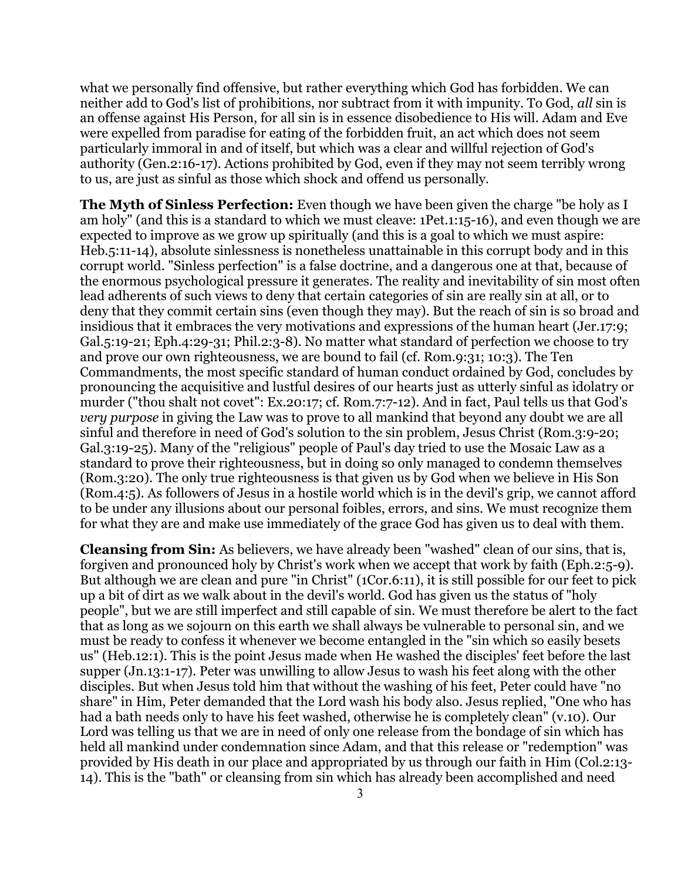what we personally find offensive, but rather everything which God has forbidden. We can neither add to God's list of prohibitions, nor subtract from it with impunity. To God, *all* sin is an offense against His Person, for all sin is in essence disobedience to His will. Adam and Eve were expelled from paradise for eating of the forbidden fruit, an act which does not seem particularly immoral in and of itself, but which was a clear and willful rejection of God's authority (Gen.2:16-17). Actions prohibited by God, even if they may not seem terribly wrong to us, are just as sinful as those which shock and offend us personally.

**The Myth of Sinless Perfection:** Even though we have been given the charge "be holy as I am holy" (and this is a standard to which we must cleave: 1Pet.1:15-16), and even though we are expected to improve as we grow up spiritually (and this is a goal to which we must aspire: Heb.5:11-14), absolute sinlessness is nonetheless unattainable in this corrupt body and in this corrupt world. "Sinless perfection" is a false doctrine, and a dangerous one at that, because of the enormous psychological pressure it generates. The reality and inevitability of sin most often lead adherents of such views to deny that certain categories of sin are really sin at all, or to deny that they commit certain sins (even though they may). But the reach of sin is so broad and insidious that it embraces the very motivations and expressions of the human heart (Jer.17:9; Gal.5:19-21; Eph.4:29-31; Phil.2:3-8). No matter what standard of perfection we choose to try and prove our own righteousness, we are bound to fail (cf. Rom.9:31; 10:3). The Ten Commandments, the most specific standard of human conduct ordained by God, concludes by pronouncing the acquisitive and lustful desires of our hearts just as utterly sinful as idolatry or murder ("thou shalt not covet": Ex.20:17; cf. Rom.7:7-12). And in fact, Paul tells us that God's *very purpose* in giving the Law was to prove to all mankind that beyond any doubt we are all sinful and therefore in need of God's solution to the sin problem, Jesus Christ (Rom.3:9-20; Gal.3:19-25). Many of the "religious" people of Paul's day tried to use the Mosaic Law as a standard to prove their righteousness, but in doing so only managed to condemn themselves (Rom.3:20). The only true righteousness is that given us by God when we believe in His Son (Rom.4:5). As followers of Jesus in a hostile world which is in the devil's grip, we cannot afford to be under any illusions about our personal foibles, errors, and sins. We must recognize them for what they are and make use immediately of the grace God has given us to deal with them.

**Cleansing from Sin:** As believers, we have already been "washed" clean of our sins, that is, forgiven and pronounced holy by Christ's work when we accept that work by faith (Eph.2:5-9). But although we are clean and pure "in Christ" (1Cor.6:11), it is still possible for our feet to pick up a bit of dirt as we walk about in the devil's world. God has given us the status of "holy people", but we are still imperfect and still capable of sin. We must therefore be alert to the fact that as long as we sojourn on this earth we shall always be vulnerable to personal sin, and we must be ready to confess it whenever we become entangled in the "sin which so easily besets us" (Heb.12:1). This is the point Jesus made when He washed the disciples' feet before the last supper (Jn.13:1-17). Peter was unwilling to allow Jesus to wash his feet along with the other disciples. But when Jesus told him that without the washing of his feet, Peter could have "no share" in Him, Peter demanded that the Lord wash his body also. Jesus replied, "One who has had a bath needs only to have his feet washed, otherwise he is completely clean" (v.10). Our Lord was telling us that we are in need of only one release from the bondage of sin which has held all mankind under condemnation since Adam, and that this release or "redemption" was provided by His death in our place and appropriated by us through our faith in Him (Col.2:13-14). This is the "bath" or cleansing from sin which has already been accomplished and need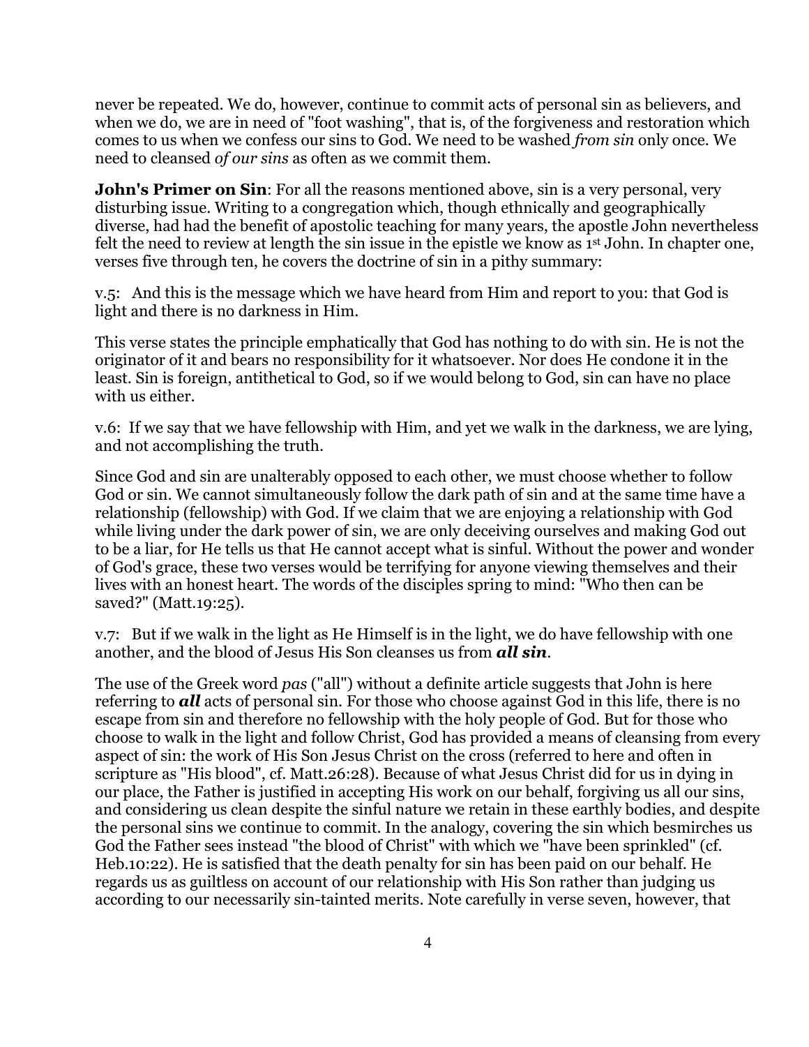never be repeated. We do, however, continue to commit acts of personal sin as believers, and when we do, we are in need of "foot washing", that is, of the forgiveness and restoration which comes to us when we confess our sins to God. We need to be washed *from sin* only once. We need to cleansed *of our sins* as often as we commit them.

**John's Primer on Sin**: For all the reasons mentioned above, sin is a very personal, very disturbing issue. Writing to a congregation which, though ethnically and geographically diverse, had had the benefit of apostolic teaching for many years, the apostle John nevertheless felt the need to review at length the sin issue in the epistle we know as 1st John. In chapter one, verses five through ten, he covers the doctrine of sin in a pithy summary:

v.5: And this is the message which we have heard from Him and report to you: that God is light and there is no darkness in Him.

This verse states the principle emphatically that God has nothing to do with sin. He is not the originator of it and bears no responsibility for it whatsoever. Nor does He condone it in the least. Sin is foreign, antithetical to God, so if we would belong to God, sin can have no place with us either.

v.6: If we say that we have fellowship with Him, and yet we walk in the darkness, we are lying, and not accomplishing the truth.

Since God and sin are unalterably opposed to each other, we must choose whether to follow God or sin. We cannot simultaneously follow the dark path of sin and at the same time have a relationship (fellowship) with God. If we claim that we are enjoying a relationship with God while living under the dark power of sin, we are only deceiving ourselves and making God out to be a liar, for He tells us that He cannot accept what is sinful. Without the power and wonder of God's grace, these two verses would be terrifying for anyone viewing themselves and their lives with an honest heart. The words of the disciples spring to mind: "Who then can be saved?" (Matt.19:25).

v.7: But if we walk in the light as He Himself is in the light, we do have fellowship with one another, and the blood of Jesus His Son cleanses us from ***all sin***.

The use of the Greek word *pas* ("all") without a definite article suggests that John is here referring to ***all*** acts of personal sin. For those who choose against God in this life, there is no escape from sin and therefore no fellowship with the holy people of God. But for those who choose to walk in the light and follow Christ, God has provided a means of cleansing from every aspect of sin: the work of His Son Jesus Christ on the cross (referred to here and often in scripture as "His blood", cf. Matt.26:28). Because of what Jesus Christ did for us in dying in our place, the Father is justified in accepting His work on our behalf, forgiving us all our sins, and considering us clean despite the sinful nature we retain in these earthly bodies, and despite the personal sins we continue to commit. In the analogy, covering the sin which besmirches us God the Father sees instead "the blood of Christ" with which we "have been sprinkled" (cf. Heb.10:22). He is satisfied that the death penalty for sin has been paid on our behalf. He regards us as guiltless on account of our relationship with His Son rather than judging us according to our necessarily sin-tainted merits. Note carefully in verse seven, however, that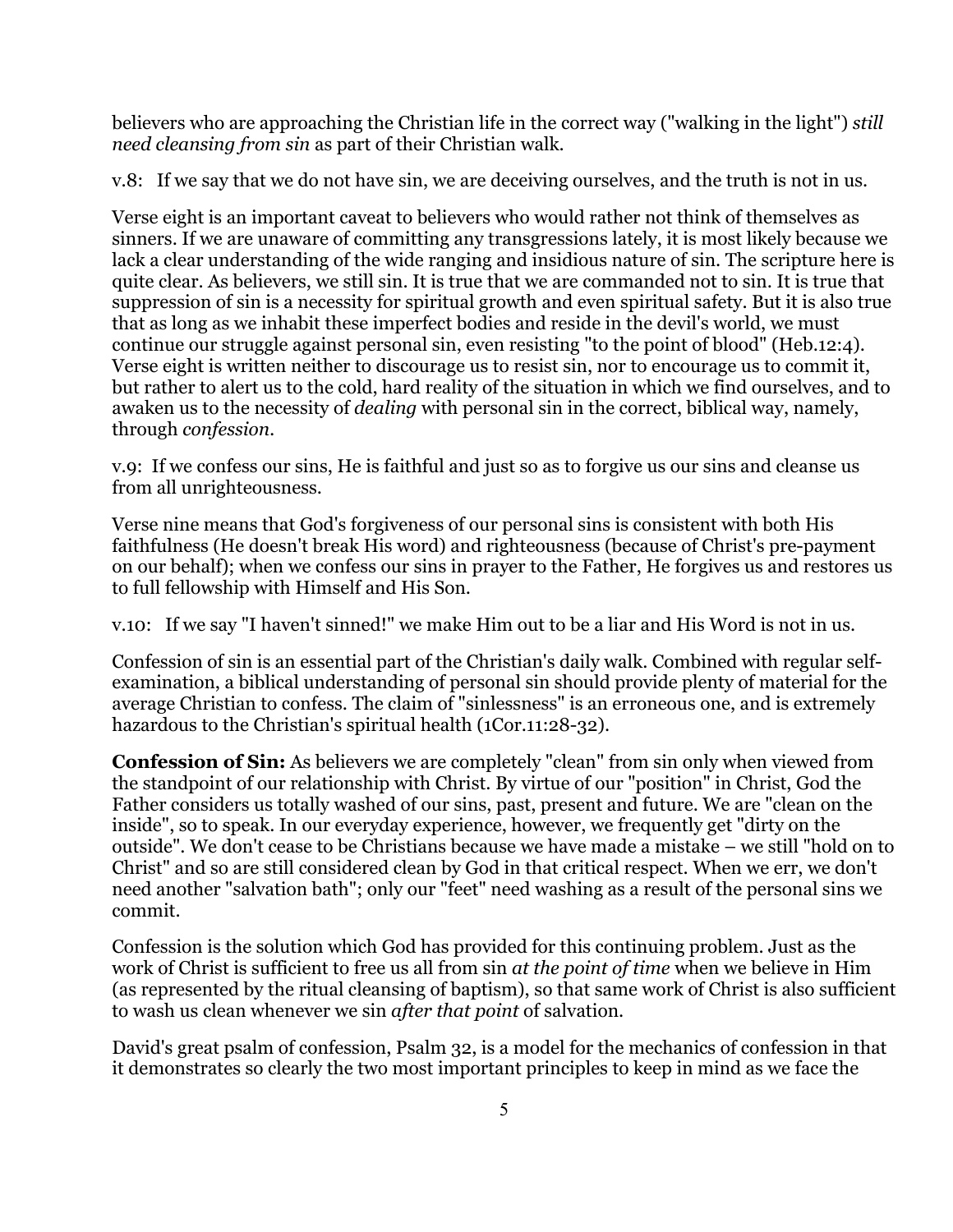believers who are approaching the Christian life in the correct way ("walking in the light") *still need cleansing from sin* as part of their Christian walk.

v.8: If we say that we do not have sin, we are deceiving ourselves, and the truth is not in us.

Verse eight is an important caveat to believers who would rather not think of themselves as sinners. If we are unaware of committing any transgressions lately, it is most likely because we lack a clear understanding of the wide ranging and insidious nature of sin. The scripture here is quite clear. As believers, we still sin. It is true that we are commanded not to sin. It is true that suppression of sin is a necessity for spiritual growth and even spiritual safety. But it is also true that as long as we inhabit these imperfect bodies and reside in the devil's world, we must continue our struggle against personal sin, even resisting "to the point of blood" (Heb.12:4). Verse eight is written neither to discourage us to resist sin, nor to encourage us to commit it, but rather to alert us to the cold, hard reality of the situation in which we find ourselves, and to awaken us to the necessity of *dealing* with personal sin in the correct, biblical way, namely, through *confession*.

v.9: If we confess our sins, He is faithful and just so as to forgive us our sins and cleanse us from all unrighteousness.

Verse nine means that God's forgiveness of our personal sins is consistent with both His faithfulness (He doesn't break His word) and righteousness (because of Christ's pre-payment on our behalf); when we confess our sins in prayer to the Father, He forgives us and restores us to full fellowship with Himself and His Son.

v.10: If we say "I haven't sinned!" we make Him out to be a liar and His Word is not in us.

Confession of sin is an essential part of the Christian's daily walk. Combined with regular self-examination, a biblical understanding of personal sin should provide plenty of material for the average Christian to confess. The claim of "sinlessness" is an erroneous one, and is extremely hazardous to the Christian's spiritual health (1Cor.11:28-32).

**Confession of Sin:** As believers we are completely "clean" from sin only when viewed from the standpoint of our relationship with Christ. By virtue of our "position" in Christ, God the Father considers us totally washed of our sins, past, present and future. We are "clean on the inside", so to speak. In our everyday experience, however, we frequently get "dirty on the outside". We don't cease to be Christians because we have made a mistake – we still "hold on to Christ" and so are still considered clean by God in that critical respect. When we err, we don't need another "salvation bath"; only our "feet" need washing as a result of the personal sins we commit.

Confession is the solution which God has provided for this continuing problem. Just as the work of Christ is sufficient to free us all from sin *at the point of time* when we believe in Him (as represented by the ritual cleansing of baptism), so that same work of Christ is also sufficient to wash us clean whenever we sin *after that point* of salvation.

David's great psalm of confession, Psalm 32, is a model for the mechanics of confession in that it demonstrates so clearly the two most important principles to keep in mind as we face the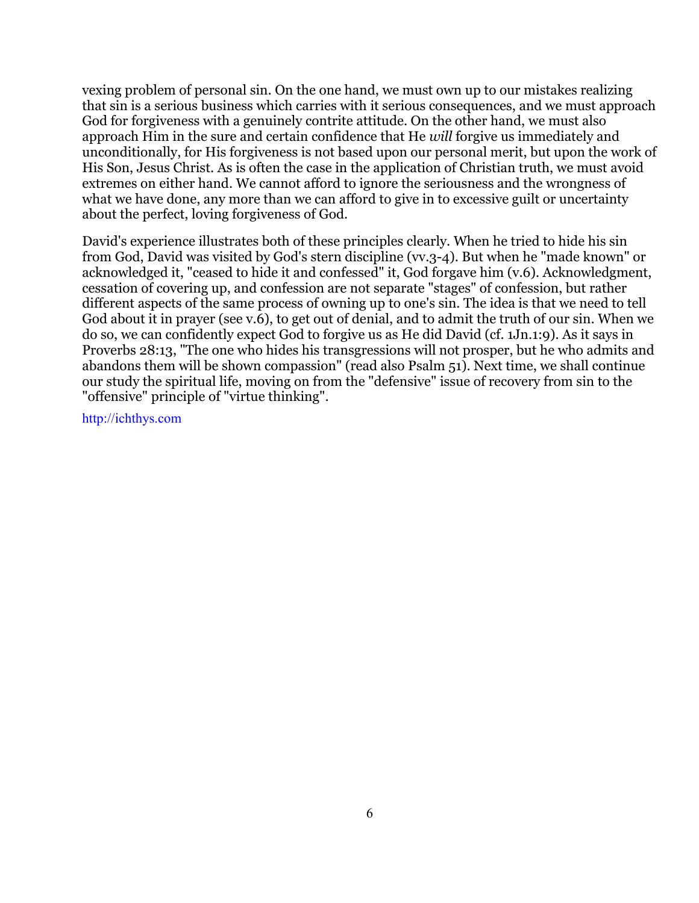vexing problem of personal sin. On the one hand, we must own up to our mistakes realizing that sin is a serious business which carries with it serious consequences, and we must approach God for forgiveness with a genuinely contrite attitude. On the other hand, we must also approach Him in the sure and certain confidence that He *will* forgive us immediately and unconditionally, for His forgiveness is not based upon our personal merit, but upon the work of His Son, Jesus Christ. As is often the case in the application of Christian truth, we must avoid extremes on either hand. We cannot afford to ignore the seriousness and the wrongness of what we have done, any more than we can afford to give in to excessive guilt or uncertainty about the perfect, loving forgiveness of God.

David's experience illustrates both of these principles clearly. When he tried to hide his sin from God, David was visited by God's stern discipline (vv.3-4). But when he "made known" or acknowledged it, "ceased to hide it and confessed" it, God forgave him (v.6). Acknowledgment, cessation of covering up, and confession are not separate "stages" of confession, but rather different aspects of the same process of owning up to one's sin. The idea is that we need to tell God about it in prayer (see v.6), to get out of denial, and to admit the truth of our sin. When we do so, we can confidently expect God to forgive us as He did David (cf. 1Jn.1:9). As it says in Proverbs 28:13, "The one who hides his transgressions will not prosper, but he who admits and abandons them will be shown compassion" (read also Psalm 51). Next time, we shall continue our study the spiritual life, moving on from the "defensive" issue of recovery from sin to the "offensive" principle of "virtue thinking".

http://ichthys.com